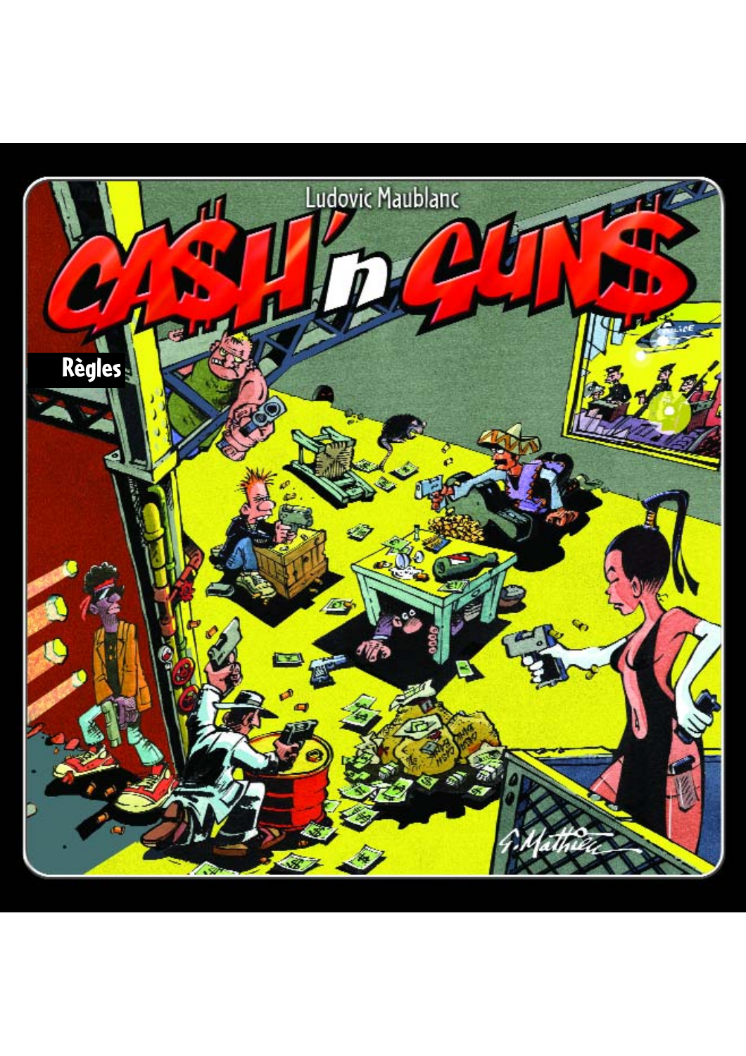Ludovic Maublanc

# CA$H'n GUN$

Règles

G. Mathieu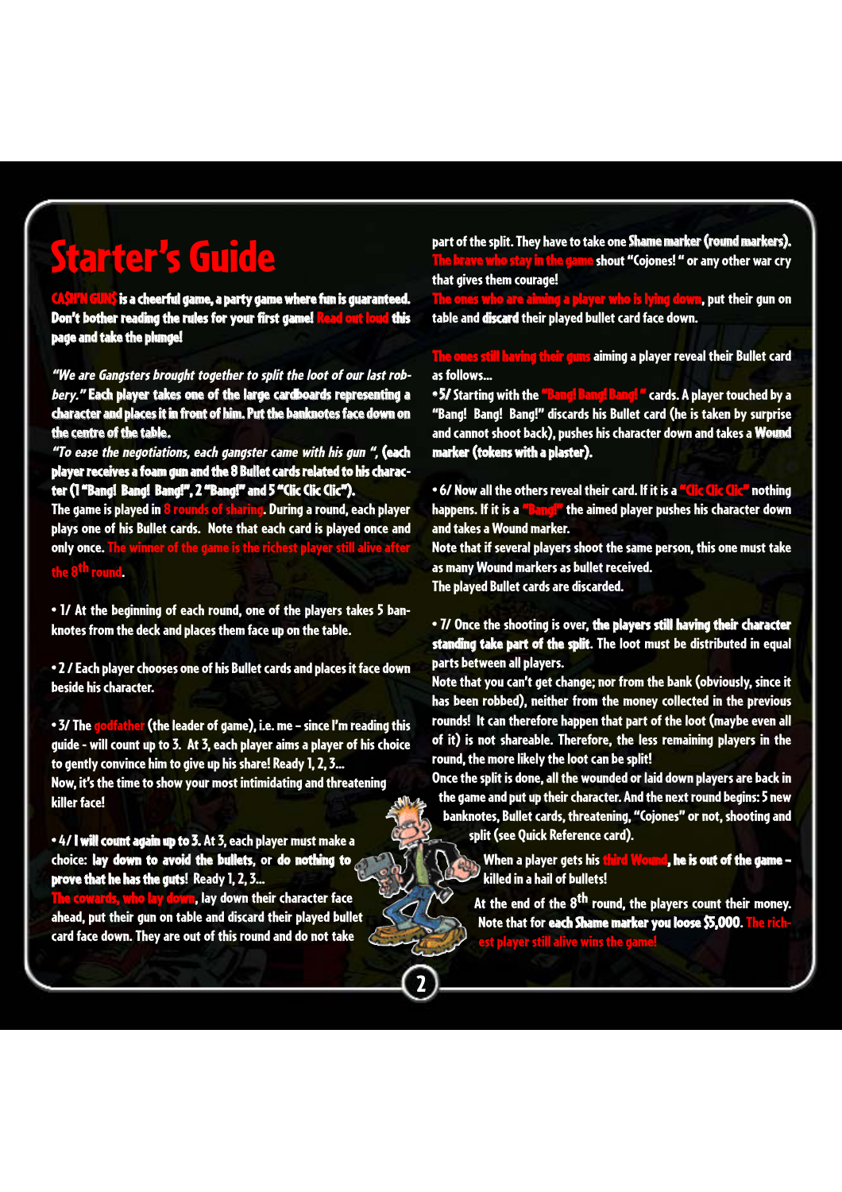# Starter's Guide

**CA$H'N GUN$ is a cheerful game, a party game where fun is guaranteed. Don't bother reading the rules for your first game! Read out loud this page and take the plunge!**

*"We are Gangsters brought together to split the loot of our last robbery."* **Each player takes one of the large cardboards representing a character and places it in front of him. Put the banknotes face down on the centre of the table.**

*"To ease the negotiations, each gangster came with his gun ",* **(each player receives a foam gun and the 8 Bullet cards related to his character (1 "Bang! Bang! Bang!", 2 "Bang!" and 5 "Clic Clic Clic").**

The game is played in 8 rounds of sharing. During a round, each player plays one of his Bullet cards. Note that each card is played once and only once. The winner of the game is the richest player still alive after the 8th round.

• 1/ At the beginning of each round, one of the players takes 5 banknotes from the deck and places them face up on the table.

• 2 / Each player chooses one of his Bullet cards and places it face down beside his character.

• 3/ The godfather (the leader of game), i.e. me – since I'm reading this guide - will count up to 3. At 3, each player aims a player of his choice to gently convince him to give up his share! Ready 1, 2, 3...
Now, it's the time to show your most intimidating and threatening killer face!

• **4/ I will count again up to 3.** At 3, each player must make a choice: **lay down to avoid the bullets**, or **do nothing to prove that he has the guts!** Ready 1, 2, 3...
The cowards, who lay down, lay down their character face ahead, put their gun on table and discard their played bullet card face down. They are out of this round and do not take part of the split. They have to take one **Shame marker (round markers).**
The brave who stay in the game shout "Cojones! " or any other war cry that gives them courage!
The ones who are aiming a player who is lying down, put their gun on table and **discard** their played bullet card face down.

The ones still having their guns aiming a player reveal their Bullet card as follows...

• **5/** Starting with the "Bang! Bang! Bang! " cards. A player touched by a "Bang! Bang! Bang!" discards his Bullet card (he is taken by surprise and cannot shoot back), pushes his character down and takes a **Wound marker (tokens with a plaster).**

• 6/ Now all the others reveal their card. If it is a "Clic Clic Clic" nothing happens. If it is a "Bang!" the aimed player pushes his character down and takes a Wound marker.
Note that if several players shoot the same person, this one must take as many Wound markers as bullet received.
The played Bullet cards are discarded.

• 7/ Once the shooting is over, **the players still having their character standing take part of the split.** The loot must be distributed in equal parts between all players.
Note that you can't get change; nor from the bank (obviously, since it has been robbed), neither from the money collected in the previous rounds! It can therefore happen that part of the loot (maybe even all of it) is not shareable. Therefore, the less remaining players in the round, the more likely the loot can be split!
Once the split is done, all the wounded or laid down players are back in the game and put up their character. And the next round begins: 5 new banknotes, Bullet cards, threatening, "Cojones" or not, shooting and split (see Quick Reference card).

When a player gets his third Wound, **he is out of the game – killed in a hail of bullets!**

At the end of the 8th round, the players count their money. Note that for **each Shame marker you loose $5,000.** The richest player still alive wins the game!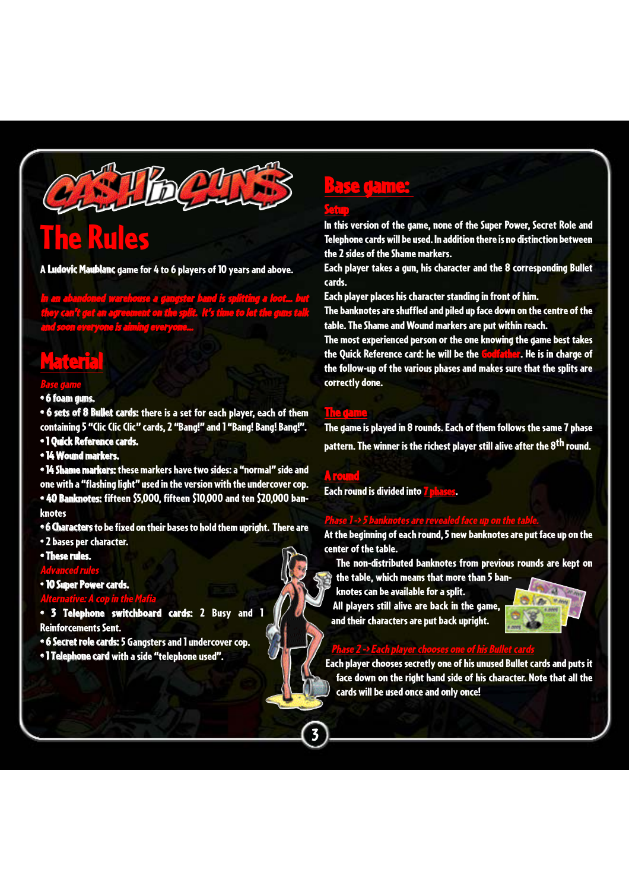# CA$H'n GUN$

# The Rules

A **Ludovic Maublanc** game for 4 to 6 players of 10 years and above.

*In an abandoned warehouse a gangster band is splitting a loot... but they can't get an agreement on the split. It's time to let the guns talk and soon everyone is aiming everyone...*

## Material

*Base game*

- **6 foam guns.**
- **6 sets of 8 Bullet cards:** there is a set for each player, each of them containing 5 "Clic Clic Clic" cards, 2 "Bang!" and 1 "Bang! Bang! Bang!".
- **1 Quick Reference cards.**
- **14 Wound markers.**
- **14 Shame markers:** these markers have two sides: a "normal" side and one with a "flashing light" used in the version with the undercover cop.
- **40 Banknotes:** fifteen $5,000, fifteen $10,000 and ten $20,000 banknotes
- **6 Characters** to be fixed on their bases to hold them upright. There are
- 2 bases per character.
- **These rules.**

*Advanced rules*

- **10 Super Power cards.**

*Alternative: A cop in the Mafia*

- **3 Telephone switchboard cards:** 2 Busy and 1 Reinforcements Sent.
- **6 Secret role cards:** 5 Gangsters and 1 undercover cop.
- **1 Telephone card** with a side "telephone used".

## Base game:

### Setup

In this version of the game, none of the Super Power, Secret Role and Telephone cards will be used. In addition there is no distinction between the 2 sides of the Shame markers.

Each player takes a gun, his character and the 8 corresponding Bullet cards.

Each player places his character standing in front of him.

The banknotes are shuffled and piled up face down on the centre of the table. The Shame and Wound markers are put within reach.

The most experienced person or the one knowing the game best takes the Quick Reference card: he will be the Godfather. He is in charge of the follow-up of the various phases and makes sure that the splits are correctly done.

### The game

The game is played in 8 rounds. Each of them follows the same 7 phase pattern. The winner is the richest player still alive after the 8th round.

### A round

Each round is divided into 7 phases.

*Phase 1 -> 5 banknotes are revealed face up on the table.*

At the beginning of each round, 5 new banknotes are put face up on the center of the table.

The non-distributed banknotes from previous rounds are kept on the table, which means that more than 5 banknotes can be available for a split.

All players still alive are back in the game, and their characters are put back upright.

*Phase 2 -> Each player chooses one of his Bullet cards*

Each player chooses secretly one of his unused Bullet cards and puts it face down on the right hand side of his character. Note that all the cards will be used once and only once!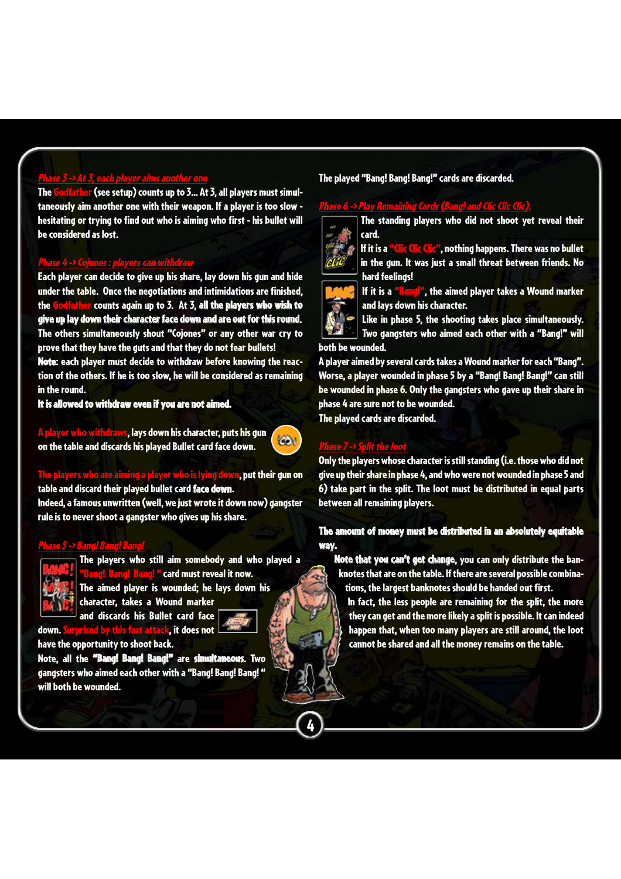### *Phase 3 -> At 3, each player aims another one*

The Godfather (see setup) counts up to 3... At 3, all players must simultaneously aim another one with their weapon. If a player is too slow - hesitating or trying to find out who is aiming who first - his bullet will be considered as lost.

### *Phase 4 -> Cojones : players can withdraw*

Each player can decide to give up his share, lay down his gun and hide under the table. Once the negotiations and intimidations are finished, the Godfather counts again up to 3. At 3, **all the players who wish to give up lay down their character face down and are out for this round.** The others simultaneously shout "Cojones" or any other war cry to prove that they have the guts and that they do not fear bullets!

**Note**: each player must decide to withdraw before knowing the reaction of the others. If he is too slow, he will be considered as remaining in the round.

**It is allowed to withdraw even if you are not aimed.**

A player who withdraws, lays down his character, puts his gun on the table and discards his played Bullet card face down.

The players who are aiming a player who is lying down, put their gun on table and discard their played bullet card **face down**.

Indeed, a famous unwritten (well, we just wrote it down now) gangster rule is to never shoot a gangster who gives up his share.

### *Phase 5 -> Bang! Bang! Bang!*

The players who still aim somebody and who played a "Bang! Bang! Bang! " card must reveal it now.

The aimed player is wounded; he lays down his character, takes a Wound marker and discards his Bullet card face down. Surprised by this fast attack, it does not have the opportunity to shoot back.

Note, all the **"Bang! Bang! Bang!" are simultaneous.** Two gangsters who aimed each other with a "Bang! Bang! Bang! " will both be wounded.

The played "Bang! Bang! Bang!" cards are discarded.

### *Phase 6 -> Play Remaining Cards (Bang! and Clic Clic Clic).*

The standing players who did not shoot yet reveal their card.

If it is a "Clic Clic Clic", nothing happens. There was no bullet in the gun. It was just a small threat between friends. No hard feelings!

If it is a "Bang!", the aimed player takes a Wound marker and lays down his character.

Like in phase 5, the shooting takes place simultaneously. Two gangsters who aimed each other with a "Bang!" will both be wounded.

A player aimed by several cards takes a Wound marker for each "Bang". Worse, a player wounded in phase 5 by a "Bang! Bang! Bang!" can still be wounded in phase 6. Only the gangsters who gave up their share in phase 4 are sure not to be wounded.

The played cards are discarded.

### *Phase 7 -> Split the loot*

Only the players whose character is still standing (i.e. those who did not give up their share in phase 4, and who were not wounded in phase 5 and 6) take part in the split. The loot must be distributed in equal parts between all remaining players.

**The amount of money must be distributed in an absolutely equitable way.**

**Note that you can't get change**, you can only distribute the banknotes that are on the table. If there are several possible combinations, the largest banknotes should be handed out first.

In fact, the less people are remaining for the split, the more they can get and the more likely a split is possible. It can indeed happen that, when too many players are still around, the loot cannot be shared and all the money remains on the table.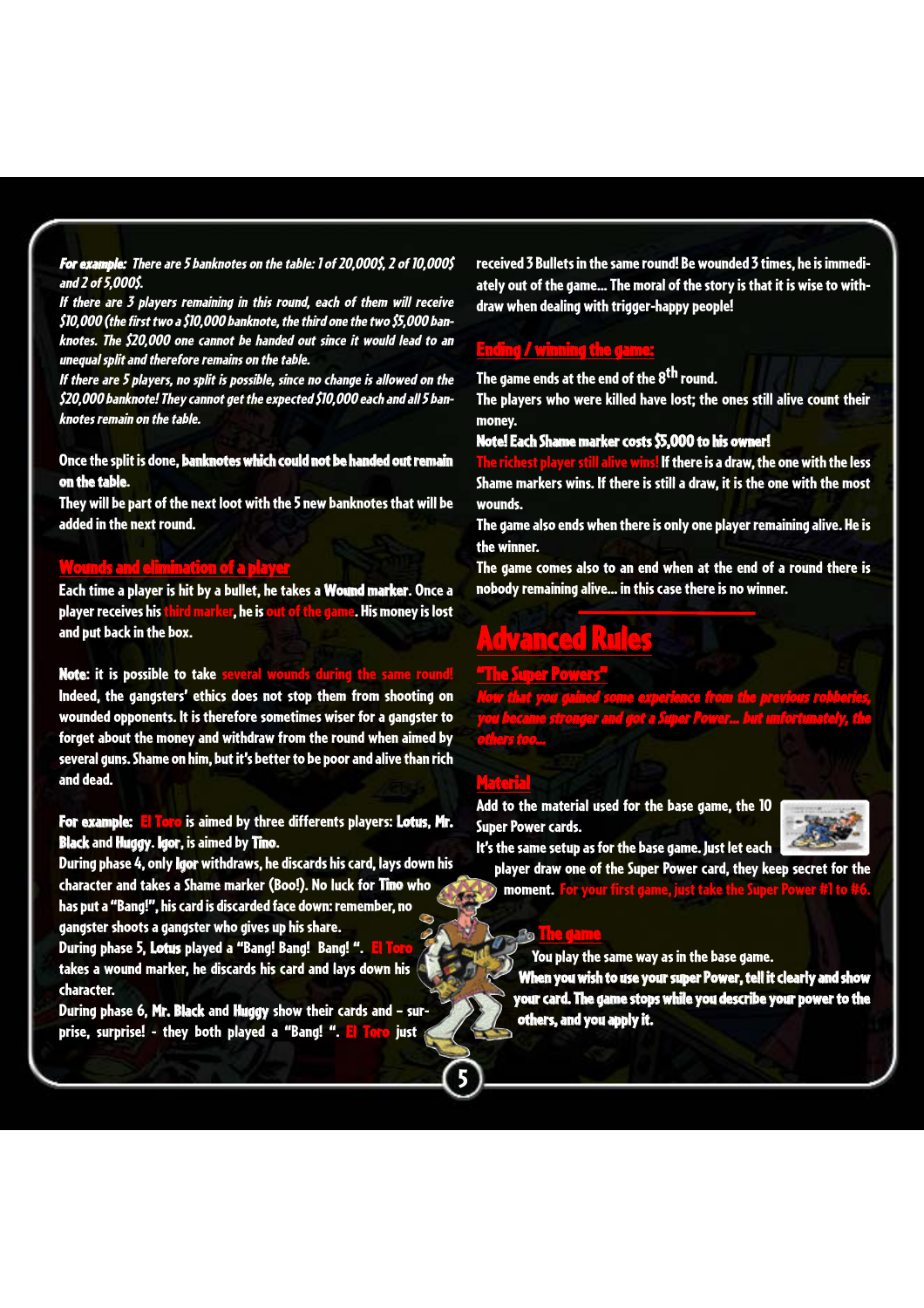*For example: There are 5 banknotes on the table: 1 of 20,000$, 2 of 10,000$ and 2 of 5,000$.*

*If there are 3 players remaining in this round, each of them will receive $10,000 (the first two a $10,000 banknote, the third one the two $5,000 banknotes. The $20,000 one cannot be handed out since it would lead to an unequal split and therefore remains on the table.*

*If there are 5 players, no split is possible, since no change is allowed on the $20,000 banknote! They cannot get the expected $10,000 each and all 5 banknotes remain on the table.*

Once the split is done, **banknotes which could not be handed out remain on the table.**

They will be part of the next loot with the 5 new banknotes that will be added in the next round.

## Wounds and elimination of a player

Each time a player is hit by a bullet, he takes a **Wound marker**. Once a player receives his third marker, he is out of the game. His money is lost and put back in the box.

**Note**: it is possible to take several wounds during the same round! Indeed, the gangsters' ethics does not stop them from shooting on wounded opponents. It is therefore sometimes wiser for a gangster to forget about the money and withdraw from the round when aimed by several guns. Shame on him, but it's better to be poor and alive than rich and dead.

**For example:** El Toro is aimed by three differents players: **Lotus**, **Mr. Black** and **Huggy**. **Igor**, is aimed by **Tino**.

During phase 4, only **Igor** withdraws, he discards his card, lays down his character and takes a Shame marker (Boo!). No luck for **Tino** who has put a "Bang!", his card is discarded face down: remember, no gangster shoots a gangster who gives up his share.

During phase 5, **Lotus** played a "Bang! Bang! Bang! ". El Toro takes a wound marker, he discards his card and lays down his character.

During phase 6, **Mr. Black** and **Huggy** show their cards and – surprise, surprise! - they both played a "Bang! ". El Toro just received 3 Bullets in the same round! Be wounded 3 times, he is immediately out of the game... The moral of the story is that it is wise to withdraw when dealing with trigger-happy people!

## Ending / winning the game:

The game ends at the end of the 8th round.

The players who were killed have lost; the ones still alive count their money.

**Note! Each Shame marker costs $5,000 to his owner!**

The richest player still alive wins! If there is a draw, the one with the less Shame markers wins. If there is still a draw, it is the one with the most wounds.

The game also ends when there is only one player remaining alive. He is the winner.

The game comes also to an end when at the end of a round there is nobody remaining alive... in this case there is no winner.

# Advanced Rules

## "The Super Powers"

*Now that you gained some experience from the previous robberies, you became stronger and got a Super Power... but unfortunately, the others too...*

## Material

Add to the material used for the base game, the 10 Super Power cards.

It's the same setup as for the base game. Just let each player draw one of the Super Power card, they keep secret for the moment. For your first game, just take the Super Power #1 to #6.

## The game

You play the same way as in the base game.

**When you wish to use your super Power, tell it clearly and show your card. The game stops while you describe your power to the others, and you apply it.**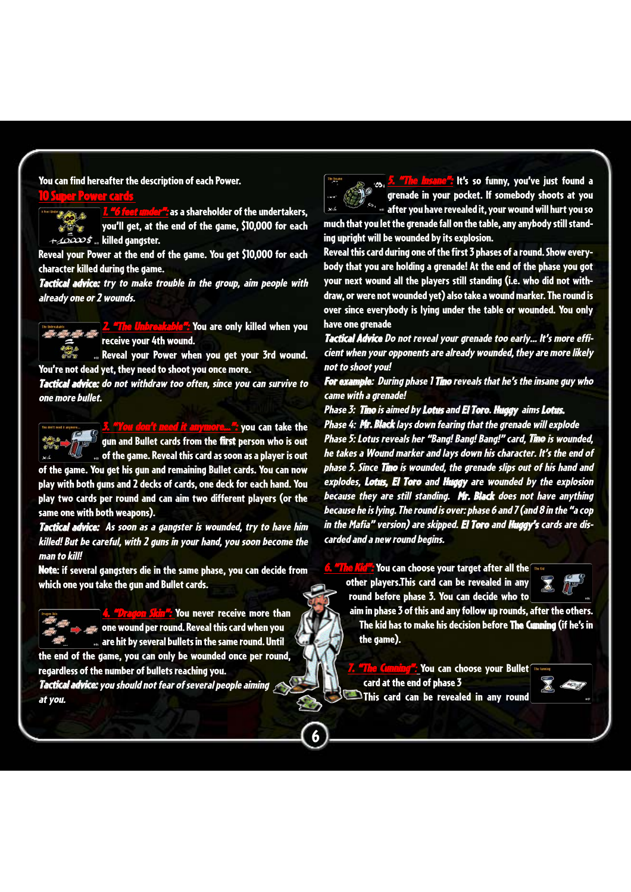You can find hereafter the description of each Power.

## 10 Super Power cards

**1. "6 feet under":** as a shareholder of the undertakers, you'll get, at the end of the game, $10,000 for each killed gangster.
Reveal your Power at the end of the game. You get $10,000 for each character killed during the game.
***Tactical advice:*** *try to make trouble in the group, aim people with already one or 2 wounds.*

**2. "The Unbreakable":** You are only killed when you receive your 4th wound.
Reveal your Power when you get your 3rd wound. You're not dead yet, they need to shoot you once more.
***Tactical advice:*** *do not withdraw too often, since you can survive to one more bullet.*

**3. "You don't need it anymore...":** you can take the gun and Bullet cards from the first person who is out of the game. Reveal this card as soon as a player is out of the game. You get his gun and remaining Bullet cards. You can now play with both guns and 2 decks of cards, one deck for each hand. You play two cards per round and can aim two different players (or the same one with both weapons).
***Tactical advice:*** *As soon as a gangster is wounded, try to have him killed! But be careful, with 2 guns in your hand, you soon become the man to kill!*
**Note:** if several gangsters die in the same phase, you can decide from which one you take the gun and Bullet cards.

**4. "Dragon Skin":** You never receive more than one wound per round. Reveal this card when you are hit by several bullets in the same round. Until the end of the game, you can only be wounded once per round, regardless of the number of bullets reaching you.
***Tactical advice:*** *you should not fear of several people aiming at you.*

**5. "The Insane":** It's so funny, you've just found a grenade in your pocket. If somebody shoots at you after you have revealed it, your wound will hurt you so much that you let the grenade fall on the table, any anybody still standing upright will be wounded by its explosion.
Reveal this card during one of the first 3 phases of a round. Show everybody that you are holding a grenade! At the end of the phase you got your next wound all the players still standing (i.e. who did not withdraw, or were not wounded yet) also take a wound marker. The round is over since everybody is lying under the table or wounded. You only have one grenade
***Tactical Advice*** *Do not reveal your grenade too early... It's more efficient when your opponents are already wounded, they are more likely not to shoot you!*
***For example:*** *During phase 1* ***Tino*** *reveals that he's the insane guy who came with a grenade!*
*Phase 3:* ***Tino*** *is aimed by* ***Lotus*** *and* ***El Toro***. ***Huggy*** *aims* ***Lotus***.
*Phase 4:* ***Mr. Black*** *lays down fearing that the grenade will explode*
*Phase 5: Lotus reveals her "Bang! Bang! Bang!" card,* ***Tino*** *is wounded, he takes a Wound marker and lays down his character. It's the end of phase 5. Since* ***Tino*** *is wounded, the grenade slips out of his hand and explodes,* ***Lotus, El Toro*** *and* ***Huggy*** *are wounded by the explosion because they are still standing.* ***Mr. Black*** *does not have anything because he is lying. The round is over: phase 6 and 7 (and 8 in the "a cop in the Mafia" version) are skipped.* ***El Toro*** *and* ***Huggy's*** *cards are discarded and a new round begins.*

**6. "The Kid":** You can choose your target after all the other players.This card can be revealed in any round before phase 3. You can decide who to aim in phase 3 of this and any follow up rounds, after the others. The kid has to make his decision before **The Cunning** (if he's in the game).

**7. "The Cunning":** You can choose your Bullet card at the end of phase 3
This card can be revealed in any round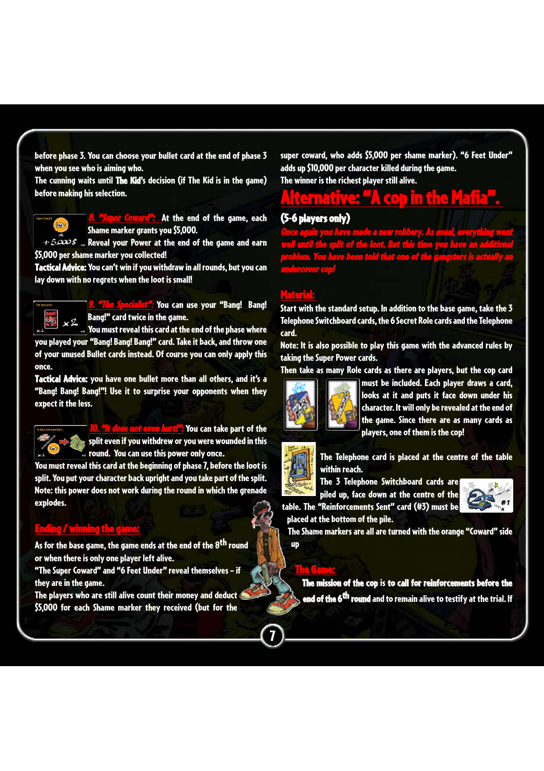before phase 3. You can choose your bullet card at the end of phase 3 when you see who is aiming who.
The cunning waits until **The Kid**'s decision (if The Kid is in the game) before making his selection.

***8. "Super Coward":*** At the end of the game, each Shame marker grants you $5,000.
Reveal your Power at the end of the game and earn $5,000 per shame marker you collected!
**Tactical Advice:** You can't win if you withdraw in all rounds, but you can lay down with no regrets when the loot is small!

***9. "The Specialist":*** You can use your "Bang! Bang! Bang!" card twice in the game.
You must reveal this card at the end of the phase where you played your "Bang! Bang! Bang!" card. Take it back, and throw one of your unused Bullet cards instead. Of course you can only apply this once.
**Tactical Advice:** you have one bullet more than all others, and it's a "Bang! Bang! Bang!"! Use it to surprise your opponents when they expect it the less.

***10. "It does not even hurt!":*** You can take part of the split even if you withdrew or you were wounded in this round. You can use this power only once.
You must reveal this card at the beginning of phase 7, before the loot is split. You put your character back upright and you take part of the split.
Note: this power does not work during the round in which the grenade explodes.

## Ending / winning the game:

As for the base game, the game ends at the end of the 8th round or when there is only one player left alive.
"The Super Coward" and "6 Feet Under" reveal themselves – if they are in the game.
The players who are still alive count their money and deduct $5,000 for each Shame marker they received (but for the super coward, who adds $5,000 per shame marker). "6 Feet Under" adds up $10,000 per character killed during the game.
The winner is the richest player still alive.

# Alternative: "A cop in the Mafia".

**(5-6 players only)**

***Once again you have made a new robbery. As usual, everything went well until the split of the loot. But this time you have an additional problem. You have been told that one of the gangsters is actually an undercover cop!***

## Material:

Start with the standard setup. In addition to the base game, take the 3 Telephone Switchboard cards, the 6 Secret Role cards and the Telephone card.
Note: It is also possible to play this game with the advanced rules by taking the Super Power cards.
Then take as many Role cards as there are players, but the cop card must be included. Each player draws a card, looks at it and puts it face down under his character. It will only be revealed at the end of the game. Since there are as many cards as players, one of them is the cop!

The Telephone card is placed at the centre of the table within reach.
The 3 Telephone Switchboard cards are piled up, face down at the centre of the table. The "Reinforcements Sent" card (#3) must be placed at the bottom of the pile.
The Shame markers are all are turned with the orange "Coward" side up

## The Game:

**The mission of the cop is to call for reinforcements before the end of the 6th round** and to remain alive to testify at the trial. If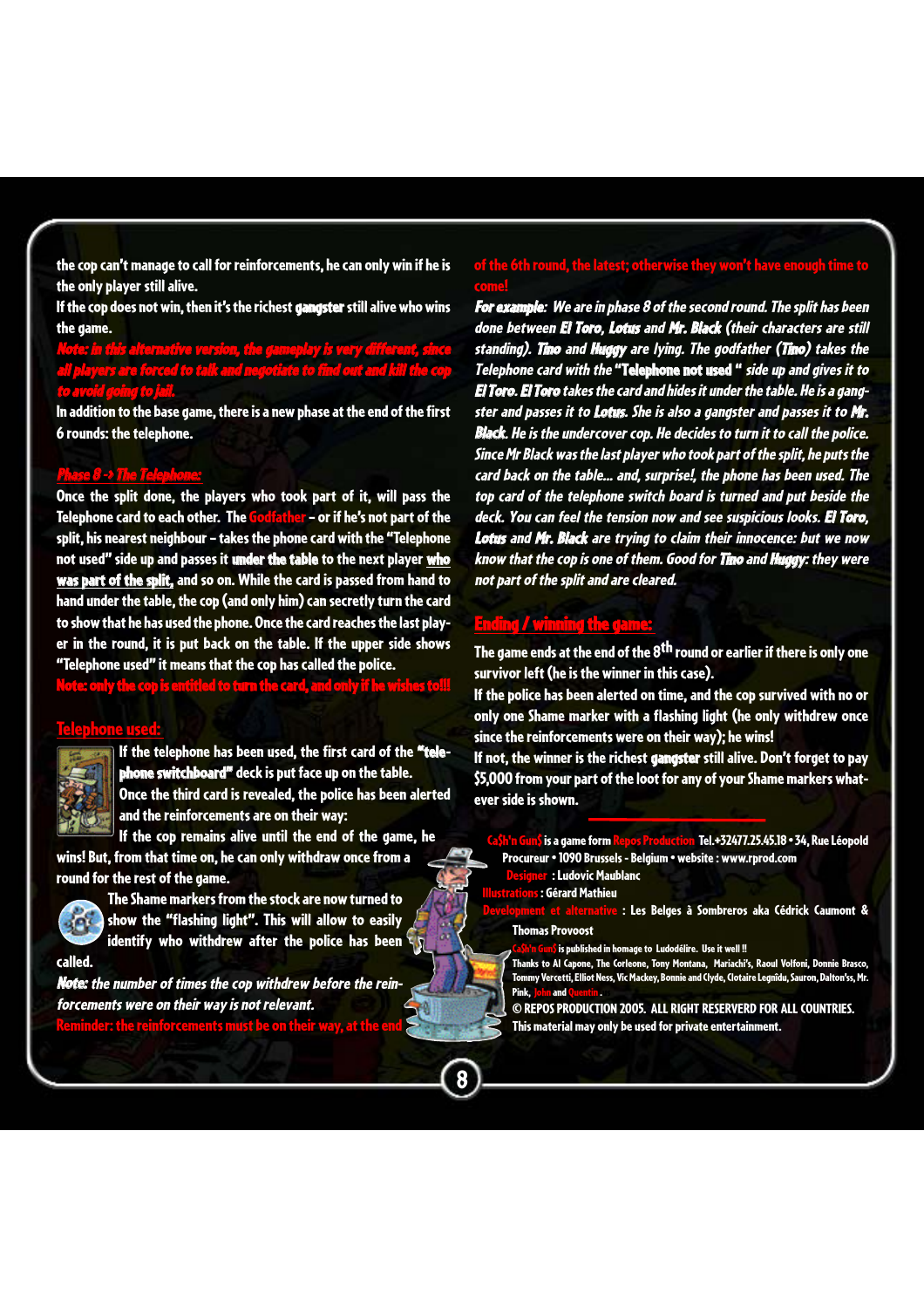the cop can't manage to call for reinforcements, he can only win if he is the only player still alive.

If the cop does not win, then it's the richest **gangster** still alive who wins the game.

***Note: in this alternative version, the gameplay is very different, since all players are forced to talk and negotiate to find out and kill the cop to avoid going to jail.***

In addition to the base game, there is a new phase at the end of the first 6 rounds: the telephone.

## Phase 8 -> The Telephone:

Once the split done, the players who took part of it, will pass the Telephone card to each other. The Godfather – or if he's not part of the split, his nearest neighbour – takes the phone card with the "Telephone not used" side up and passes it **under the table** to the next player **who was part of the split**, and so on. While the card is passed from hand to hand under the table, the cop (and only him) can secretly turn the card to show that he has used the phone. Once the card reaches the last player in the round, it is put back on the table. If the upper side shows "Telephone used" it means that the cop has called the police.

**Note: only the cop is entitled to turn the card, and only if he wishes to!!!**

## Telephone used:

If the telephone has been used, the first card of the **"telephone switchboard"** deck is put face up on the table.

Once the third card is revealed, the police has been alerted and the reinforcements are on their way:

If the cop remains alive until the end of the game, he wins! But, from that time on, he can only withdraw once from a round for the rest of the game.

The Shame markers from the stock are now turned to show the "flashing light". This will allow to easily identify who withdrew after the police has been called.

***Note:*** *the number of times the cop withdrew before the reinforcements were on their way is not relevant.*

**Reminder: the reinforcements must be on their way, at the end of the 6th round, the latest; otherwise they won't have enough time to come!**

***For example:*** *We are in phase 8 of the second round. The split has been done between **El Toro**, **Lotus** and **Mr. Black** (their characters are still standing). **Tino** and **Huggy** are lying. The godfather (**Tino**) takes the Telephone card with the "**Telephone not used**" side up and gives it to **El Toro**. **El Toro** takes the card and hides it under the table. He is a gangster and passes it to **Lotus**. She is also a gangster and passes it to **Mr. Black**. He is the undercover cop. He decides to turn it to call the police. Since Mr Black was the last player who took part of the split, he puts the card back on the table... and, surprise!, the phone has been used. The top card of the telephone switch board is turned and put beside the deck. You can feel the tension now and see suspicious looks. **El Toro**, **Lotus** and **Mr. Black** are trying to claim their innocence: but we now know that the cop is one of them. Good for **Tino** and **Huggy**: they were not part of the split and are cleared.*

## Ending / winning the game:

The game ends at the end of the 8th round or earlier if there is only one survivor left (he is the winner in this case).

If the police has been alerted on time, and the cop survived with no or only one Shame marker with a flashing light (he only withdrew once since the reinforcements were on their way); he wins!

If not, the winner is the richest **gangster** still alive. Don't forget to pay $5,000 from your part of the loot for any of your Shame markers whatever side is shown.

---

Ca$h'n Gun$ is a game form Repos Production Tel.+32477.25.45.18 • 34, Rue Léopold Procureur • 1090 Brussels • Belgium • website : www.rprod.com

Designer : Ludovic Maublanc

Illustrations : Gérard Mathieu

Development et alternative : Les Belges à Sombreros aka Cédrick Caumont & Thomas Provoost

Ca$h'n Gun$ is published in homage to Ludodélire. Use it well !!

Thanks to Al Capone, The Corleone, Tony Montana, Mariachi's, Raoul Volfoni, Donnie Brasco, Tommy Vercetti, Elliot Ness, Vic Mackey, Bonnie and Clyde, Clotaire Legnidu, Sauron, Dalton's's, Mr. Pink, John and Quentin.

© REPOS PRODUCTION 2005. ALL RIGHT RESERVERD FOR ALL COUNTRIES.

This material may only be used for private entertainment.